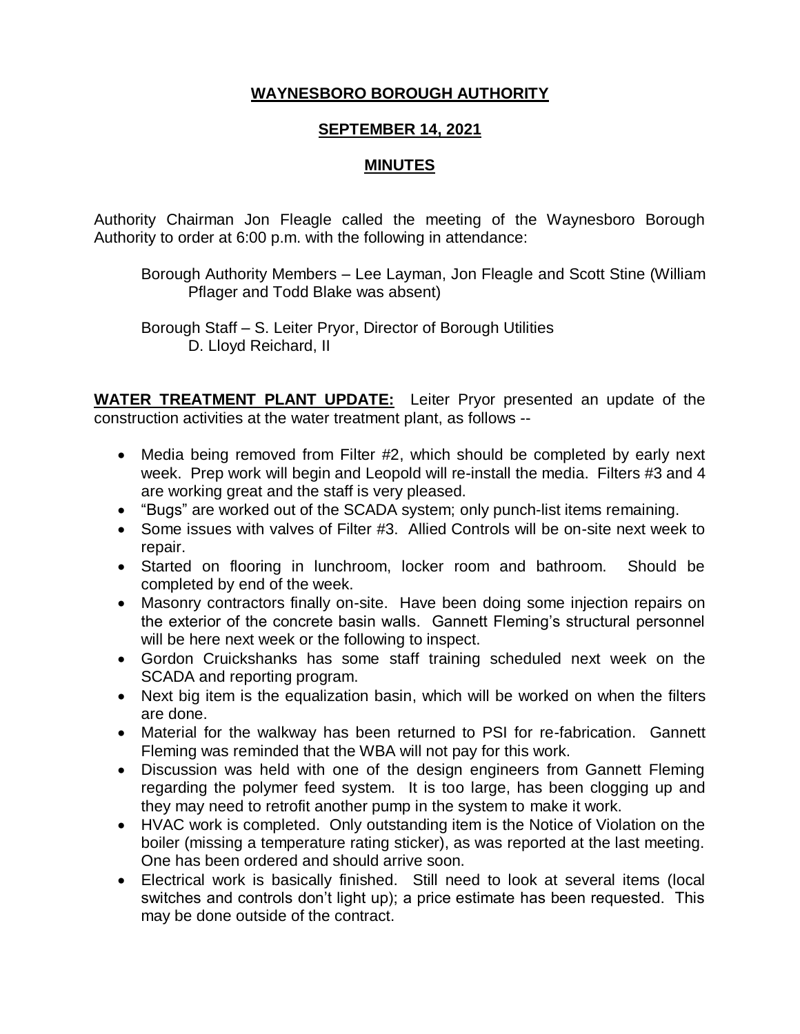# WAYNESBORO BOROUGH AUTHORITY

## SEPTEMBER 14, 2021

## MINUTES

Authority Chairman Jon Fleagle called the meeting of the Waynesboro Borough Authority to order at 6:00 p.m. with the following in attendance:

Borough Authority Members – Lee Layman, Jon Fleagle and Scott Stine (William Pflager and Todd Blake was absent)

Borough Staff – S. Leiter Pryor, Director of Borough Utilities
D. Lloyd Reichard, II

**WATER TREATMENT PLANT UPDATE:** Leiter Pryor presented an update of the construction activities at the water treatment plant, as follows --

- Media being removed from Filter #2, which should be completed by early next week. Prep work will begin and Leopold will re-install the media. Filters #3 and 4 are working great and the staff is very pleased.
- "Bugs" are worked out of the SCADA system; only punch-list items remaining.
- Some issues with valves of Filter #3. Allied Controls will be on-site next week to repair.
- Started on flooring in lunchroom, locker room and bathroom. Should be completed by end of the week.
- Masonry contractors finally on-site. Have been doing some injection repairs on the exterior of the concrete basin walls. Gannett Fleming's structural personnel will be here next week or the following to inspect.
- Gordon Cruickshanks has some staff training scheduled next week on the SCADA and reporting program.
- Next big item is the equalization basin, which will be worked on when the filters are done.
- Material for the walkway has been returned to PSI for re-fabrication. Gannett Fleming was reminded that the WBA will not pay for this work.
- Discussion was held with one of the design engineers from Gannett Fleming regarding the polymer feed system. It is too large, has been clogging up and they may need to retrofit another pump in the system to make it work.
- HVAC work is completed. Only outstanding item is the Notice of Violation on the boiler (missing a temperature rating sticker), as was reported at the last meeting. One has been ordered and should arrive soon.
- Electrical work is basically finished. Still need to look at several items (local switches and controls don't light up); a price estimate has been requested. This may be done outside of the contract.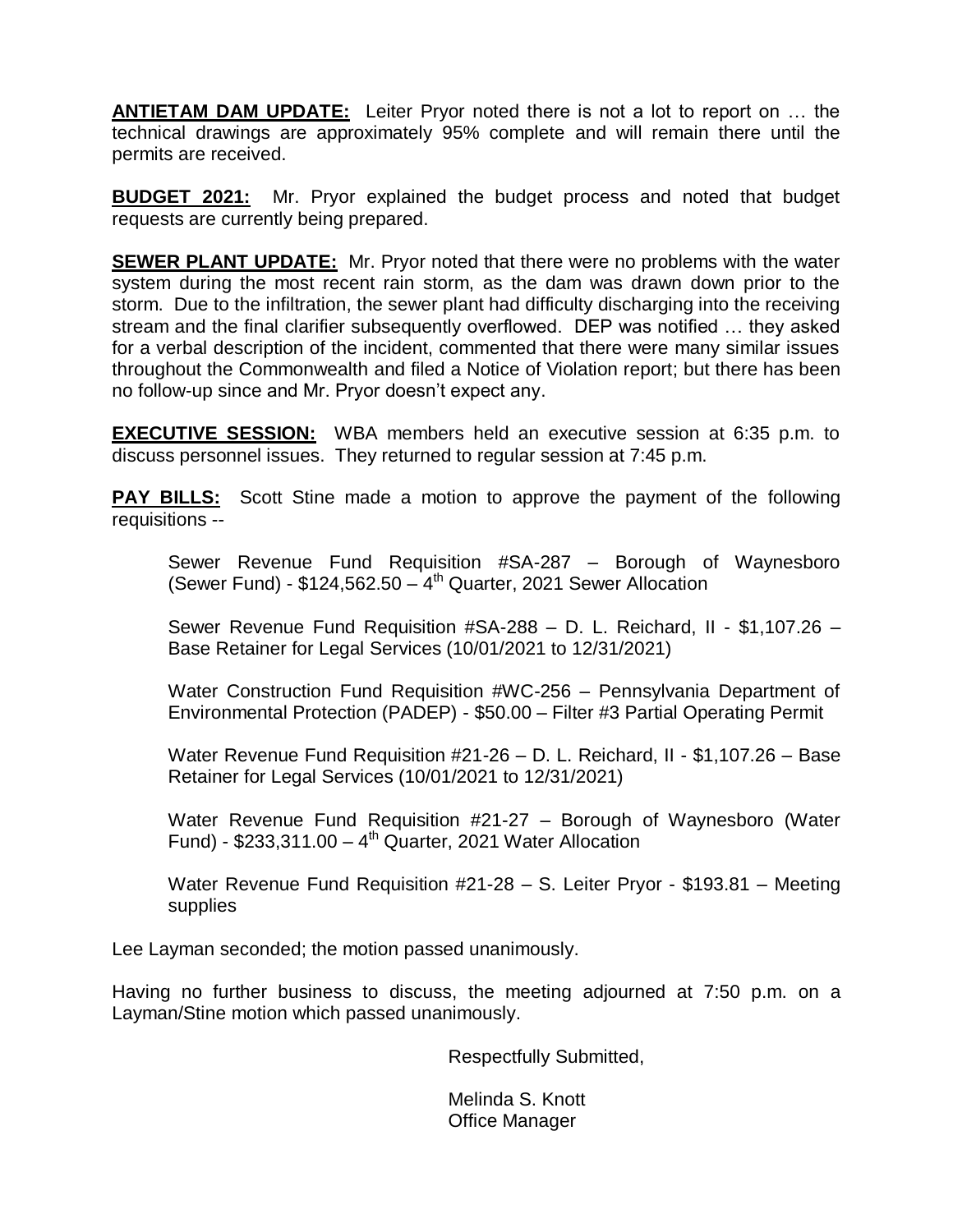**ANTIETAM DAM UPDATE:** Leiter Pryor noted there is not a lot to report on … the technical drawings are approximately 95% complete and will remain there until the permits are received.

**BUDGET 2021:** Mr. Pryor explained the budget process and noted that budget requests are currently being prepared.

**SEWER PLANT UPDATE:** Mr. Pryor noted that there were no problems with the water system during the most recent rain storm, as the dam was drawn down prior to the storm. Due to the infiltration, the sewer plant had difficulty discharging into the receiving stream and the final clarifier subsequently overflowed. DEP was notified … they asked for a verbal description of the incident, commented that there were many similar issues throughout the Commonwealth and filed a Notice of Violation report; but there has been no follow-up since and Mr. Pryor doesn't expect any.

**EXECUTIVE SESSION:** WBA members held an executive session at 6:35 p.m. to discuss personnel issues. They returned to regular session at 7:45 p.m.

**PAY BILLS:** Scott Stine made a motion to approve the payment of the following requisitions --

> Sewer Revenue Fund Requisition #SA-287 – Borough of Waynesboro (Sewer Fund) - $124,562.50 – 4th Quarter, 2021 Sewer Allocation
>
> Sewer Revenue Fund Requisition #SA-288 – D. L. Reichard, II - $1,107.26 – Base Retainer for Legal Services (10/01/2021 to 12/31/2021)
>
> Water Construction Fund Requisition #WC-256 – Pennsylvania Department of Environmental Protection (PADEP) - $50.00 – Filter #3 Partial Operating Permit
>
> Water Revenue Fund Requisition #21-26 – D. L. Reichard, II - $1,107.26 – Base Retainer for Legal Services (10/01/2021 to 12/31/2021)
>
> Water Revenue Fund Requisition #21-27 – Borough of Waynesboro (Water Fund) - $233,311.00 – 4th Quarter, 2021 Water Allocation
>
> Water Revenue Fund Requisition #21-28 – S. Leiter Pryor - $193.81 – Meeting supplies

Lee Layman seconded; the motion passed unanimously.

Having no further business to discuss, the meeting adjourned at 7:50 p.m. on a Layman/Stine motion which passed unanimously.

Respectfully Submitted,

Melinda S. Knott
Office Manager